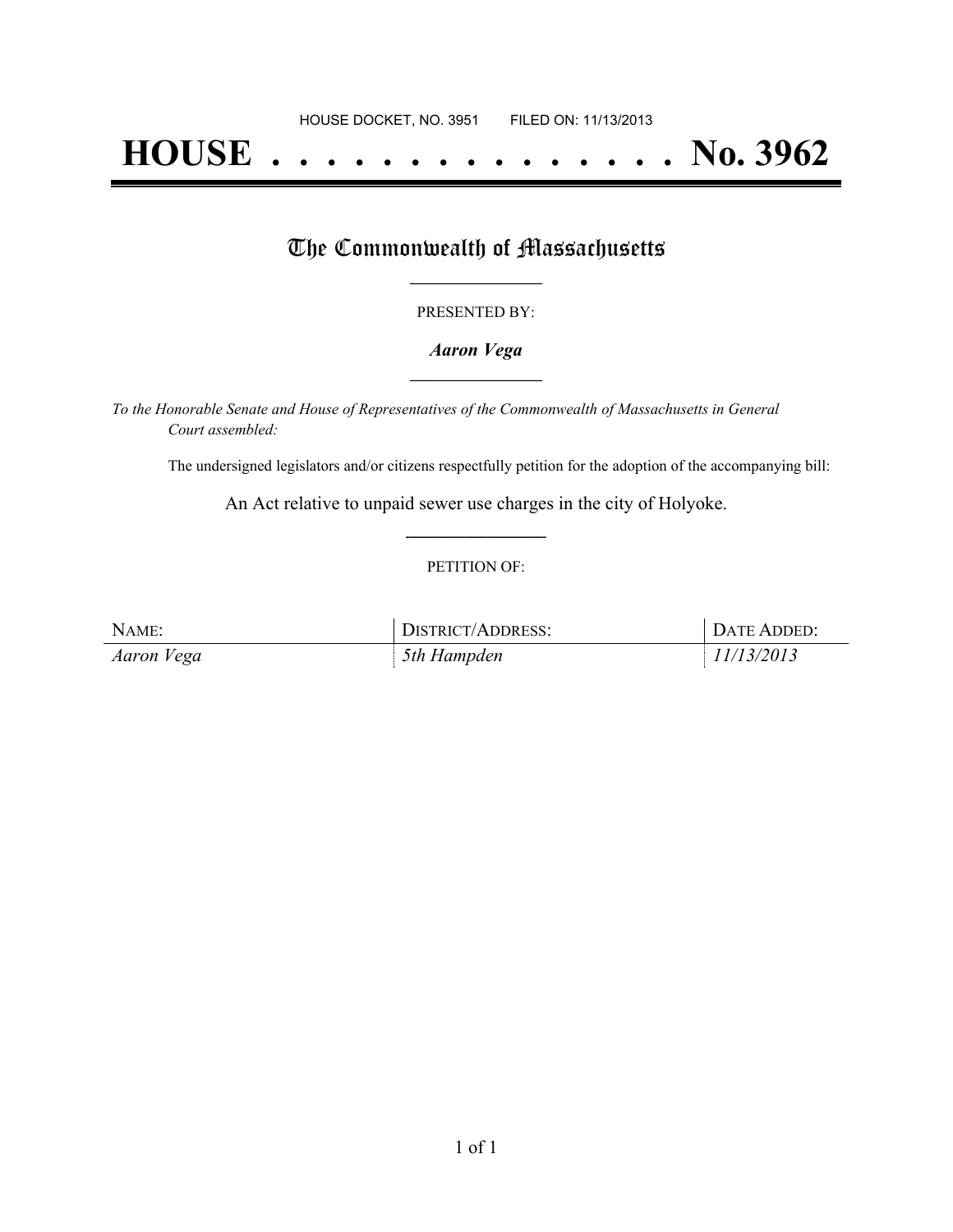HOUSE DOCKET, NO. 3951 FILED ON: 11/13/2013

# HOUSE . . . . . . . . . . . . . . . No. 3962

## The Commonwealth of Massachusetts

PRESENTED BY:

***Aaron Vega***

*To the Honorable Senate and House of Representatives of the Commonwealth of Massachusetts in General Court assembled:*

The undersigned legislators and/or citizens respectfully petition for the adoption of the accompanying bill:

An Act relative to unpaid sewer use charges in the city of Holyoke.

PETITION OF:

| NAME: | DISTRICT/ADDRESS: | DATE ADDED: |
| --- | --- | --- |
| *Aaron Vega* | *5th Hampden* | *11/13/2013* |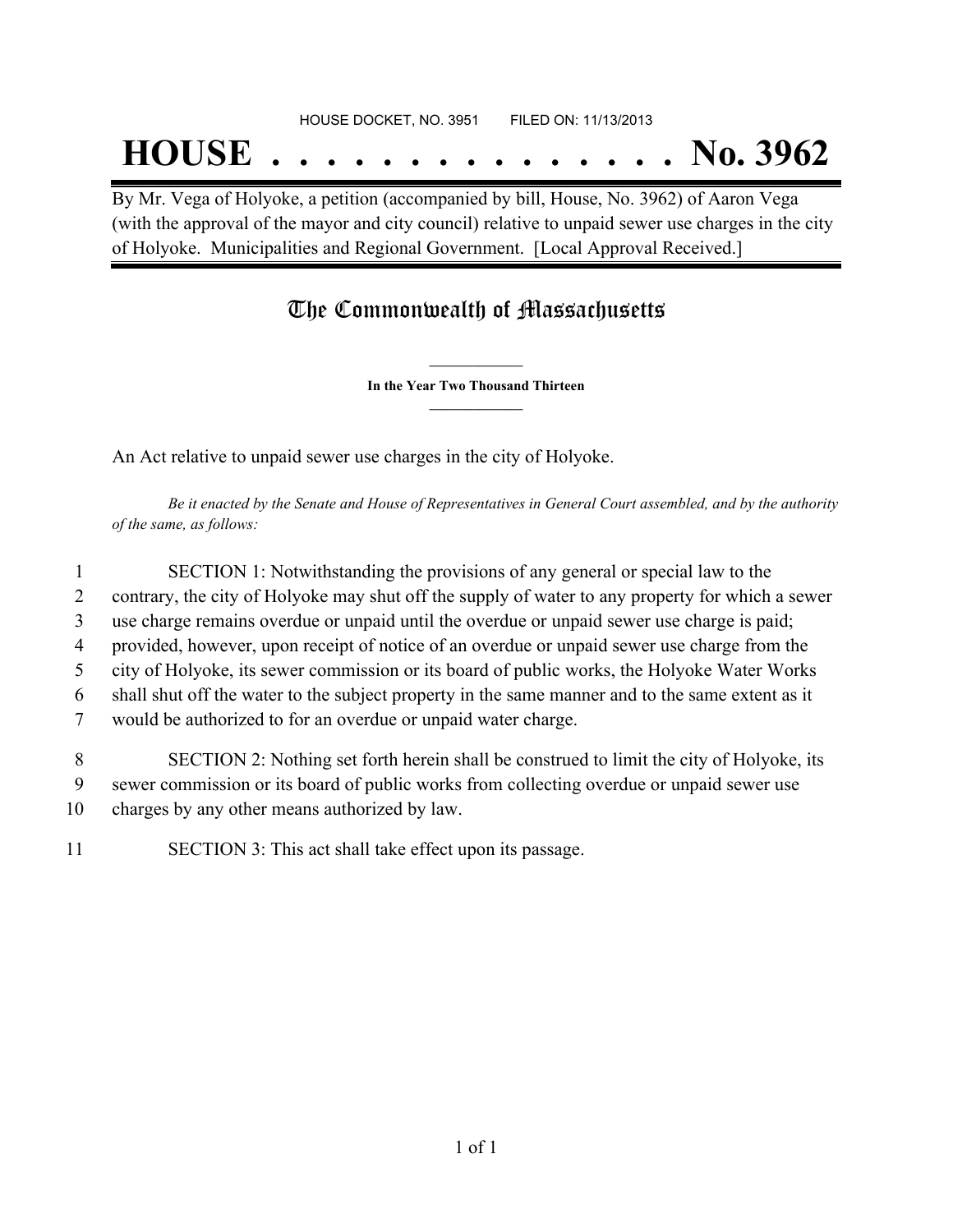HOUSE DOCKET, NO. 3951 FILED ON: 11/13/2013

# HOUSE . . . . . . . . . . . . . . . No. 3962

By Mr. Vega of Holyoke, a petition (accompanied by bill, House, No. 3962) of Aaron Vega (with the approval of the mayor and city council) relative to unpaid sewer use charges in the city of Holyoke. Municipalities and Regional Government. [Local Approval Received.]

## The Commonwealth of Massachusetts

**In the Year Two Thousand Thirteen**

An Act relative to unpaid sewer use charges in the city of Holyoke.

*Be it enacted by the Senate and House of Representatives in General Court assembled, and by the authority of the same, as follows:*

1 SECTION 1: Notwithstanding the provisions of any general or special law to the
2 contrary, the city of Holyoke may shut off the supply of water to any property for which a sewer
3 use charge remains overdue or unpaid until the overdue or unpaid sewer use charge is paid;
4 provided, however, upon receipt of notice of an overdue or unpaid sewer use charge from the
5 city of Holyoke, its sewer commission or its board of public works, the Holyoke Water Works
6 shall shut off the water to the subject property in the same manner and to the same extent as it
7 would be authorized to for an overdue or unpaid water charge.

8 SECTION 2: Nothing set forth herein shall be construed to limit the city of Holyoke, its
9 sewer commission or its board of public works from collecting overdue or unpaid sewer use
10 charges by any other means authorized by law.

11 SECTION 3: This act shall take effect upon its passage.